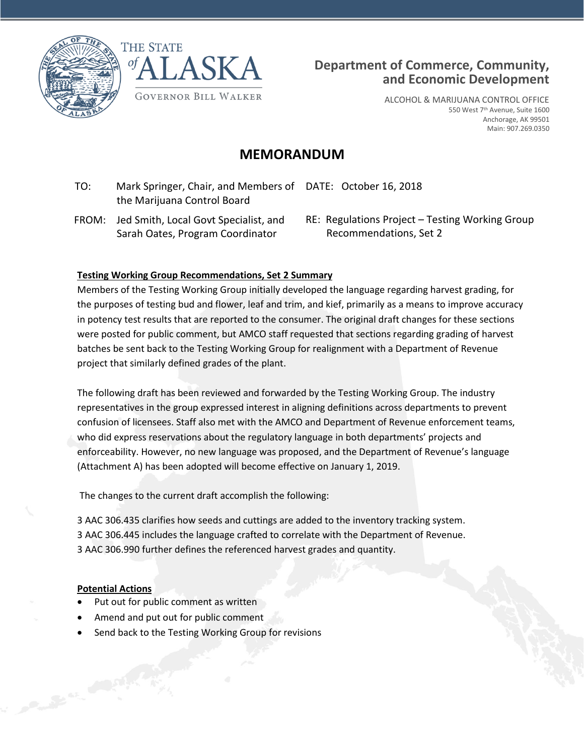THE STATE of ALASKA

GOVERNOR BILL WALKER

**Department of Commerce, Community, and Economic Development**

ALCOHOL & MARIJUANA CONTROL OFFICE
550 West 7th Avenue, Suite 1600
Anchorage, AK 99501
Main: 907.269.0350

# MEMORANDUM

TO: Mark Springer, Chair, and Members of the Marijuana Control Board

DATE: October 16, 2018

FROM: Jed Smith, Local Govt Specialist, and Sarah Oates, Program Coordinator

RE: Regulations Project – Testing Working Group Recommendations, Set 2

**Testing Working Group Recommendations, Set 2 Summary**

Members of the Testing Working Group initially developed the language regarding harvest grading, for the purposes of testing bud and flower, leaf and trim, and kief, primarily as a means to improve accuracy in potency test results that are reported to the consumer. The original draft changes for these sections were posted for public comment, but AMCO staff requested that sections regarding grading of harvest batches be sent back to the Testing Working Group for realignment with a Department of Revenue project that similarly defined grades of the plant.

The following draft has been reviewed and forwarded by the Testing Working Group. The industry representatives in the group expressed interest in aligning definitions across departments to prevent confusion of licensees. Staff also met with the AMCO and Department of Revenue enforcement teams, who did express reservations about the regulatory language in both departments' projects and enforceability. However, no new language was proposed, and the Department of Revenue's language (Attachment A) has been adopted will become effective on January 1, 2019.

The changes to the current draft accomplish the following:

3 AAC 306.435 clarifies how seeds and cuttings are added to the inventory tracking system.
3 AAC 306.445 includes the language crafted to correlate with the Department of Revenue.
3 AAC 306.990 further defines the referenced harvest grades and quantity.

**Potential Actions**

- Put out for public comment as written
- Amend and put out for public comment
- Send back to the Testing Working Group for revisions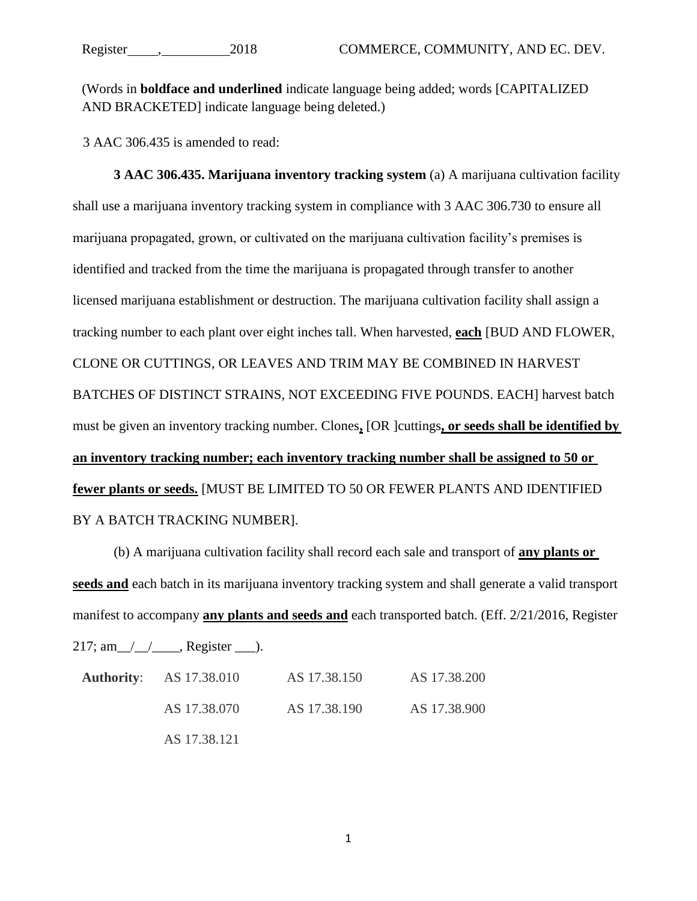(Words in **boldface and underlined** indicate language being added; words [CAPITALIZED AND BRACKETED] indicate language being deleted.)

3 AAC 306.435 is amended to read:

**3 AAC 306.435. Marijuana inventory tracking system** (a) A marijuana cultivation facility shall use a marijuana inventory tracking system in compliance with 3 AAC 306.730 to ensure all marijuana propagated, grown, or cultivated on the marijuana cultivation facility's premises is identified and tracked from the time the marijuana is propagated through transfer to another licensed marijuana establishment or destruction. The marijuana cultivation facility shall assign a tracking number to each plant over eight inches tall. When harvested, <u>**each**</u> [BUD AND FLOWER, CLONE OR CUTTINGS, OR LEAVES AND TRIM MAY BE COMBINED IN HARVEST BATCHES OF DISTINCT STRAINS, NOT EXCEEDING FIVE POUNDS. EACH] harvest batch must be given an inventory tracking number. Clones<u>**,**</u> [OR ]cuttings<u>**, or seeds shall be identified by an inventory tracking number; each inventory tracking number shall be assigned to 50 or fewer plants or seeds.**</u> [MUST BE LIMITED TO 50 OR FEWER PLANTS AND IDENTIFIED BY A BATCH TRACKING NUMBER].

(b) A marijuana cultivation facility shall record each sale and transport of <u>**any plants or seeds and**</u> each batch in its marijuana inventory tracking system and shall generate a valid transport manifest to accompany <u>**any plants and seeds and**</u> each transported batch. (Eff. 2/21/2016, Register 217; am\_\_/\_\_/\_\_\_\_, Register \_\_\_).

| **Authority**: | AS 17.38.010 | AS 17.38.150 | AS 17.38.200 |
|---|---|---|---|
| | AS 17.38.070 | AS 17.38.190 | AS 17.38.900 |
| | AS 17.38.121 | | |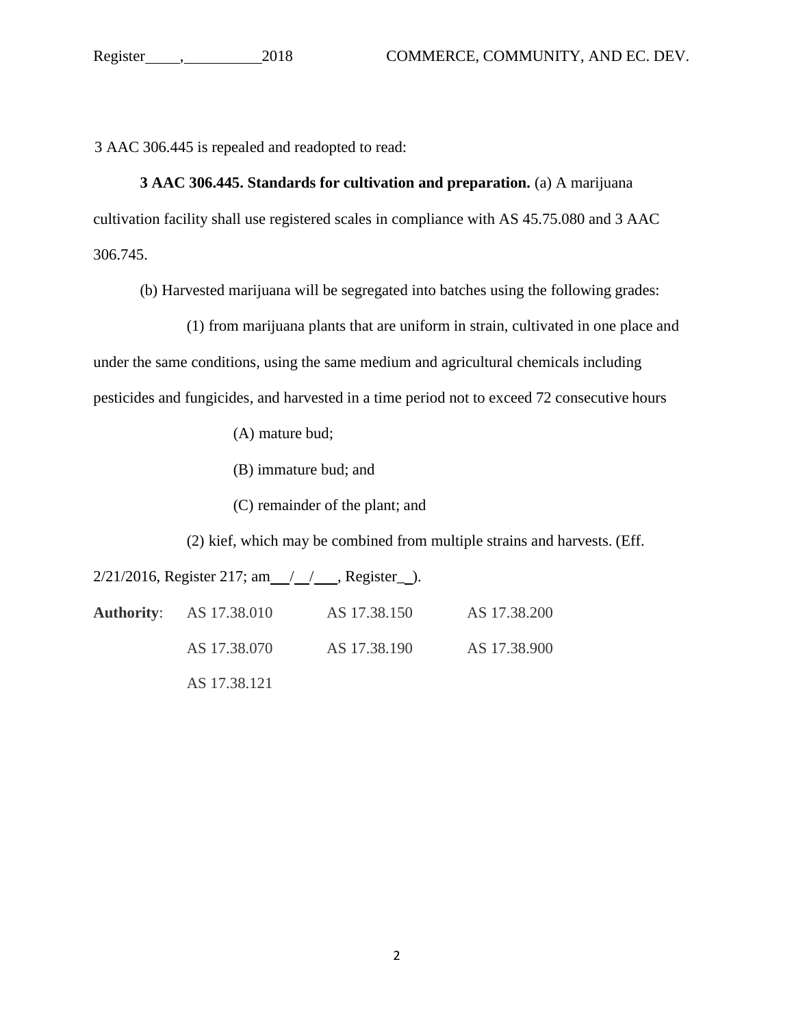3 AAC 306.445 is repealed and readopted to read:

**3 AAC 306.445. Standards for cultivation and preparation.** (a) A marijuana cultivation facility shall use registered scales in compliance with AS 45.75.080 and 3 AAC 306.745.

(b) Harvested marijuana will be segregated into batches using the following grades:

(1) from marijuana plants that are uniform in strain, cultivated in one place and under the same conditions, using the same medium and agricultural chemicals including pesticides and fungicides, and harvested in a time period not to exceed 72 consecutive hours

(A) mature bud;

(B) immature bud; and

(C) remainder of the plant; and

(2) kief, which may be combined from multiple strains and harvests. (Eff. 2/21/2016, Register 217; am \_\_/\_\_/\_\_\_, Register\_\_).

| **Authority**: | AS 17.38.010 | AS 17.38.150 | AS 17.38.200 |
|---|---|---|---|
| | AS 17.38.070 | AS 17.38.190 | AS 17.38.900 |
| | AS 17.38.121 | | |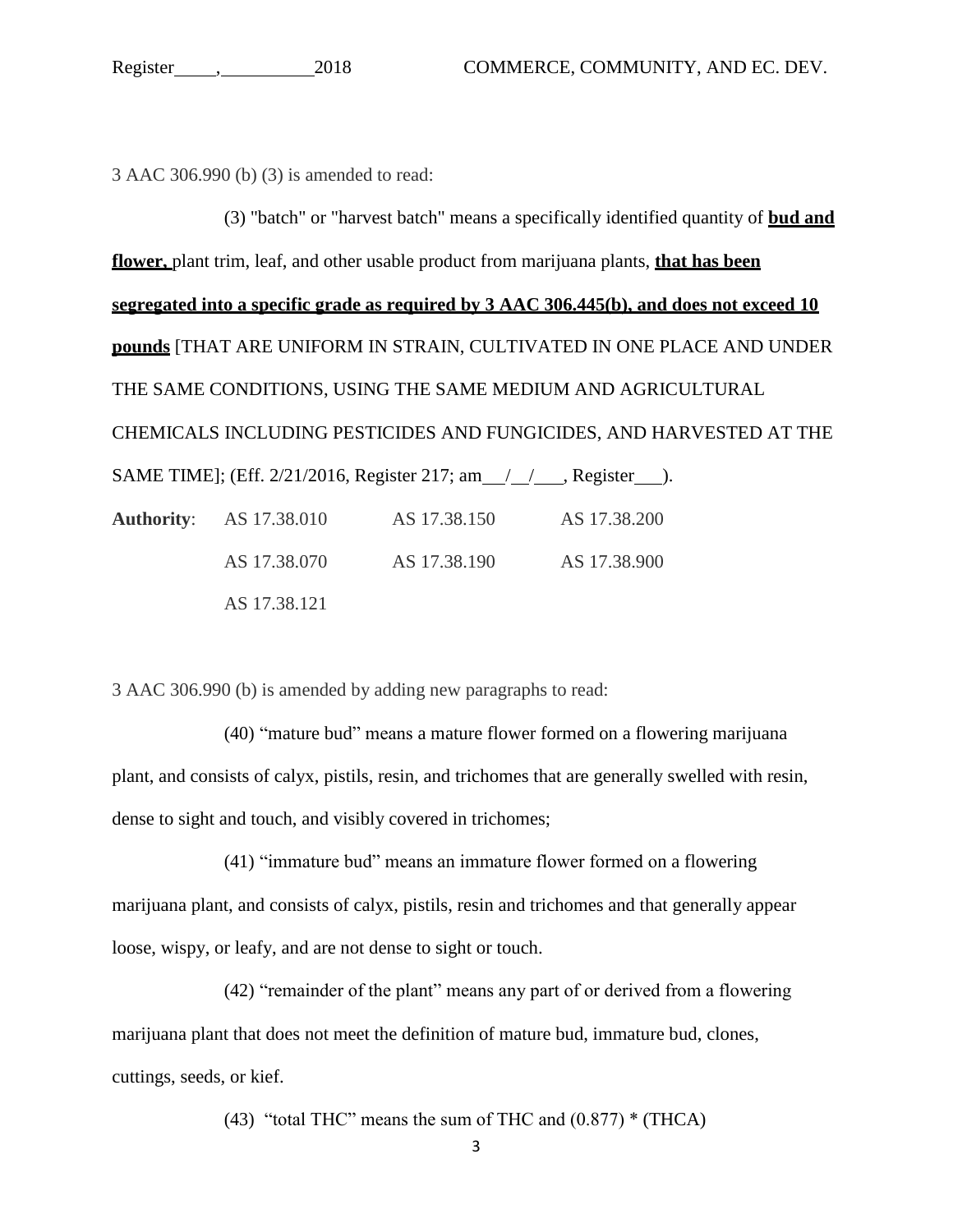3 AAC 306.990 (b) (3) is amended to read:

(3) "batch" or "harvest batch" means a specifically identified quantity of **bud and flower,** plant trim, leaf, and other usable product from marijuana plants, **that has been segregated into a specific grade as required by 3 AAC 306.445(b), and does not exceed 10 pounds** [THAT ARE UNIFORM IN STRAIN, CULTIVATED IN ONE PLACE AND UNDER THE SAME CONDITIONS, USING THE SAME MEDIUM AND AGRICULTURAL CHEMICALS INCLUDING PESTICIDES AND FUNGICIDES, AND HARVESTED AT THE SAME TIME]; (Eff. 2/21/2016, Register 217; am\_\_/\_\_/\_\_\_, Register\_\_\_).

| **Authority**: | AS 17.38.010 | AS 17.38.150 | AS 17.38.200 |
|---|---|---|---|
| | AS 17.38.070 | AS 17.38.190 | AS 17.38.900 |
| | AS 17.38.121 | | |

3 AAC 306.990 (b) is amended by adding new paragraphs to read:

(40) "mature bud" means a mature flower formed on a flowering marijuana plant, and consists of calyx, pistils, resin, and trichomes that are generally swelled with resin, dense to sight and touch, and visibly covered in trichomes;

(41) "immature bud" means an immature flower formed on a flowering marijuana plant, and consists of calyx, pistils, resin and trichomes and that generally appear loose, wispy, or leafy, and are not dense to sight or touch.

(42) "remainder of the plant" means any part of or derived from a flowering marijuana plant that does not meet the definition of mature bud, immature bud, clones, cuttings, seeds, or kief.

(43) "total THC" means the sum of THC and (0.877) * (THCA)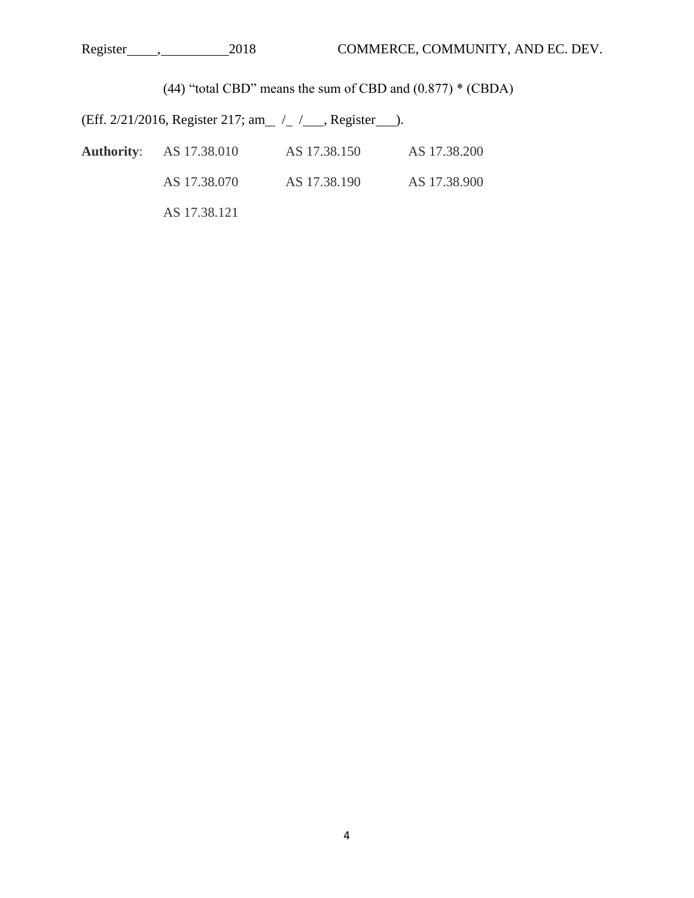(44) "total CBD" means the sum of CBD and (0.877) * (CBDA)

(Eff. 2/21/2016, Register 217; am\_\_ /\_ /\_\_\_, Register\_\_\_).

**Authority**: AS 17.38.010 AS 17.38.150 AS 17.38.200

AS 17.38.070 AS 17.38.190 AS 17.38.900

AS 17.38.121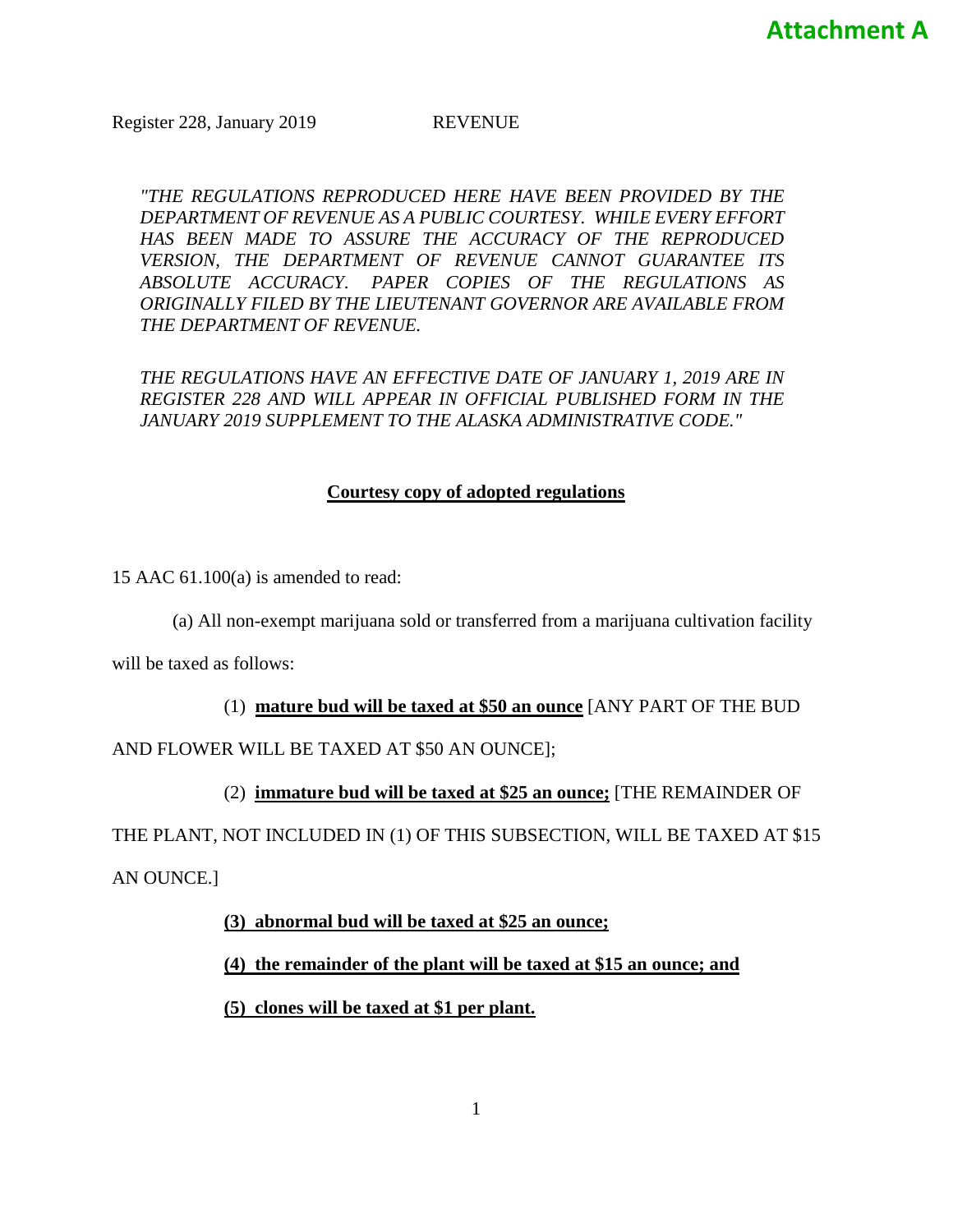**Attachment A**

Register 228, January 2019 REVENUE

*"THE REGULATIONS REPRODUCED HERE HAVE BEEN PROVIDED BY THE DEPARTMENT OF REVENUE AS A PUBLIC COURTESY. WHILE EVERY EFFORT HAS BEEN MADE TO ASSURE THE ACCURACY OF THE REPRODUCED VERSION, THE DEPARTMENT OF REVENUE CANNOT GUARANTEE ITS ABSOLUTE ACCURACY. PAPER COPIES OF THE REGULATIONS AS ORIGINALLY FILED BY THE LIEUTENANT GOVERNOR ARE AVAILABLE FROM THE DEPARTMENT OF REVENUE.*

*THE REGULATIONS HAVE AN EFFECTIVE DATE OF JANUARY 1, 2019 ARE IN REGISTER 228 AND WILL APPEAR IN OFFICIAL PUBLISHED FORM IN THE JANUARY 2019 SUPPLEMENT TO THE ALASKA ADMINISTRATIVE CODE."*

**<u>Courtesy copy of adopted regulations</u>**

15 AAC 61.100(a) is amended to read:

(a) All non-exempt marijuana sold or transferred from a marijuana cultivation facility will be taxed as follows:

(1) **<u>mature bud will be taxed at $50 an ounce</u>** [ANY PART OF THE BUD AND FLOWER WILL BE TAXED AT $50 AN OUNCE];

(2) **<u>immature bud will be taxed at $25 an ounce;</u>** [THE REMAINDER OF THE PLANT, NOT INCLUDED IN (1) OF THIS SUBSECTION, WILL BE TAXED AT $15 AN OUNCE.]

**<u>(3) abnormal bud will be taxed at $25 an ounce;</u>**

**<u>(4) the remainder of the plant will be taxed at $15 an ounce; and</u>**

**<u>(5) clones will be taxed at $1 per plant.</u>**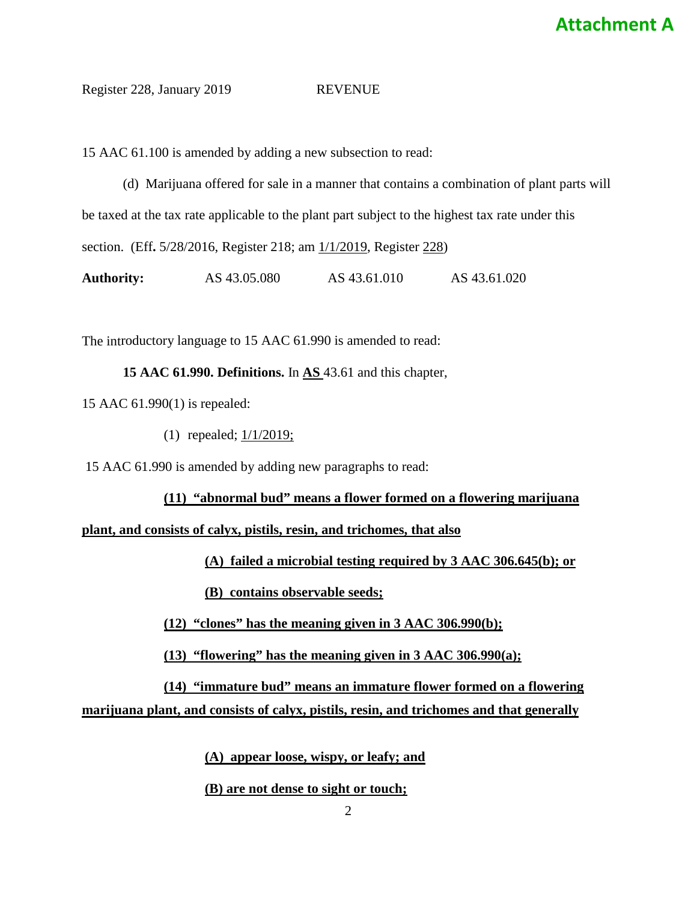**Attachment A**

Register 228, January 2019 REVENUE

15 AAC 61.100 is amended by adding a new subsection to read:

(d) Marijuana offered for sale in a manner that contains a combination of plant parts will be taxed at the tax rate applicable to the plant part subject to the highest tax rate under this section. (Eff**.** 5/28/2016, Register 218; am 1/1/2019, Register 228)

**Authority:** AS 43.05.080 AS 43.61.010 AS 43.61.020

The introductory language to 15 AAC 61.990 is amended to read:

**15 AAC 61.990. Definitions.** In **AS** 43.61 and this chapter,

15 AAC 61.990(1) is repealed:

(1) repealed; 1/1/2019;

15 AAC 61.990 is amended by adding new paragraphs to read:

**(11) "abnormal bud" means a flower formed on a flowering marijuana plant, and consists of calyx, pistils, resin, and trichomes, that also**

**(A) failed a microbial testing required by 3 AAC 306.645(b); or**

**(B) contains observable seeds;**

**(12) "clones" has the meaning given in 3 AAC 306.990(b);**

**(13) "flowering" has the meaning given in 3 AAC 306.990(a);**

**(14) "immature bud" means an immature flower formed on a flowering marijuana plant, and consists of calyx, pistils, resin, and trichomes and that generally**

**(A) appear loose, wispy, or leafy; and**

**(B) are not dense to sight or touch;**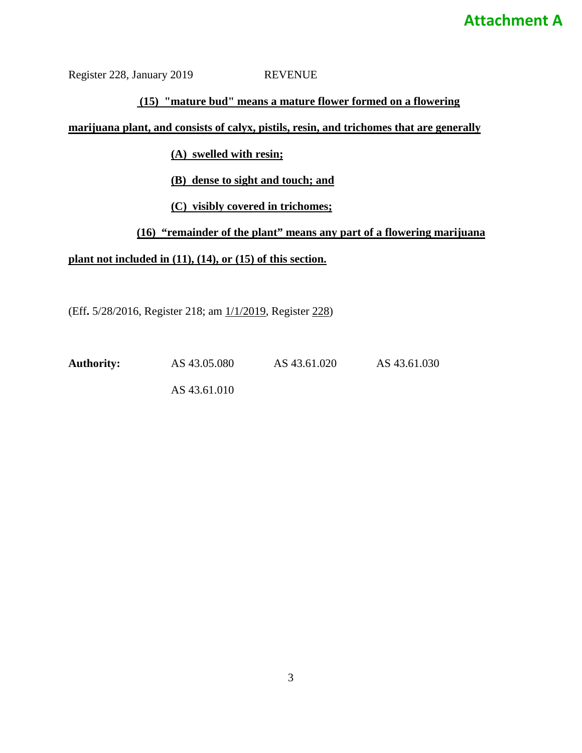**Attachment A**

Register 228, January 2019 REVENUE

**(15) "mature bud" means a mature flower formed on a flowering marijuana plant, and consists of calyx, pistils, resin, and trichomes that are generally**

**(A) swelled with resin;**

**(B) dense to sight and touch; and**

**(C) visibly covered in trichomes;**

**(16) "remainder of the plant" means any part of a flowering marijuana plant not included in (11), (14), or (15) of this section.**

(Eff**.** 5/28/2016, Register 218; am 1/1/2019, Register 228)

**Authority:** AS 43.05.080 AS 43.61.020 AS 43.61.030

AS 43.61.010